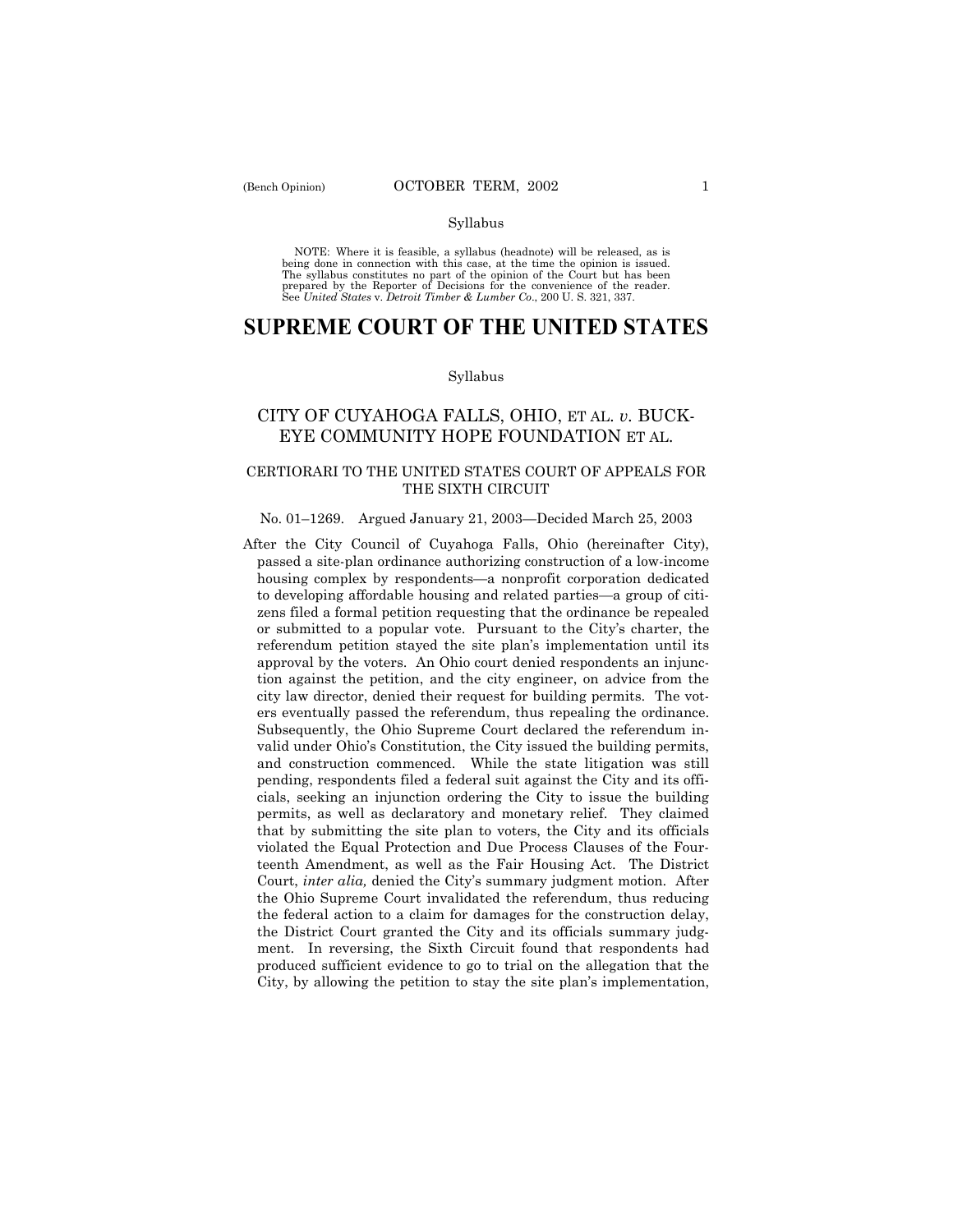(Bench Opinion)

## Syllabus

NOTE: Where it is feasible, a syllabus (headnote) will be released, as is being done in connection with this case, at the time the opinion is issued. The syllabus constitutes no part of the opinion of the Court but has been prepared by the Reporter of Decisions for the convenience of the reader. See *United States* v. *Detroit Timber & Lumber Co*., 200 U. S. 321, 337.

# SUPREME COURT OF THE UNITED STATES

## Syllabus

### CITY OF CUYAHOGA FALLS, OHIO, ET AL. *v*. BUCKEYE COMMUNITY HOPE FOUNDATION ET AL.

#### CERTIORARI TO THE UNITED STATES COURT OF APPEALS FOR THE SIXTH CIRCUIT

No. 01–1269. Argued January 21, 2003—Decided March 25, 2003

After the City Council of Cuyahoga Falls, Ohio (hereinafter City), passed a site-plan ordinance authorizing construction of a low-income housing complex by respondents—a nonprofit corporation dedicated to developing affordable housing and related parties—a group of citizens filed a formal petition requesting that the ordinance be repealed or submitted to a popular vote. Pursuant to the City's charter, the referendum petition stayed the site plan's implementation until its approval by the voters. An Ohio court denied respondents an injunction against the petition, and the city engineer, on advice from the city law director, denied their request for building permits. The voters eventually passed the referendum, thus repealing the ordinance. Subsequently, the Ohio Supreme Court declared the referendum invalid under Ohio's Constitution, the City issued the building permits, and construction commenced. While the state litigation was still pending, respondents filed a federal suit against the City and its officials, seeking an injunction ordering the City to issue the building permits, as well as declaratory and monetary relief. They claimed that by submitting the site plan to voters, the City and its officials violated the Equal Protection and Due Process Clauses of the Fourteenth Amendment, as well as the Fair Housing Act. The District Court, *inter alia,* denied the City's summary judgment motion. After the Ohio Supreme Court invalidated the referendum, thus reducing the federal action to a claim for damages for the construction delay, the District Court granted the City and its officials summary judgment. In reversing, the Sixth Circuit found that respondents had produced sufficient evidence to go to trial on the allegation that the City, by allowing the petition to stay the site plan's implementation,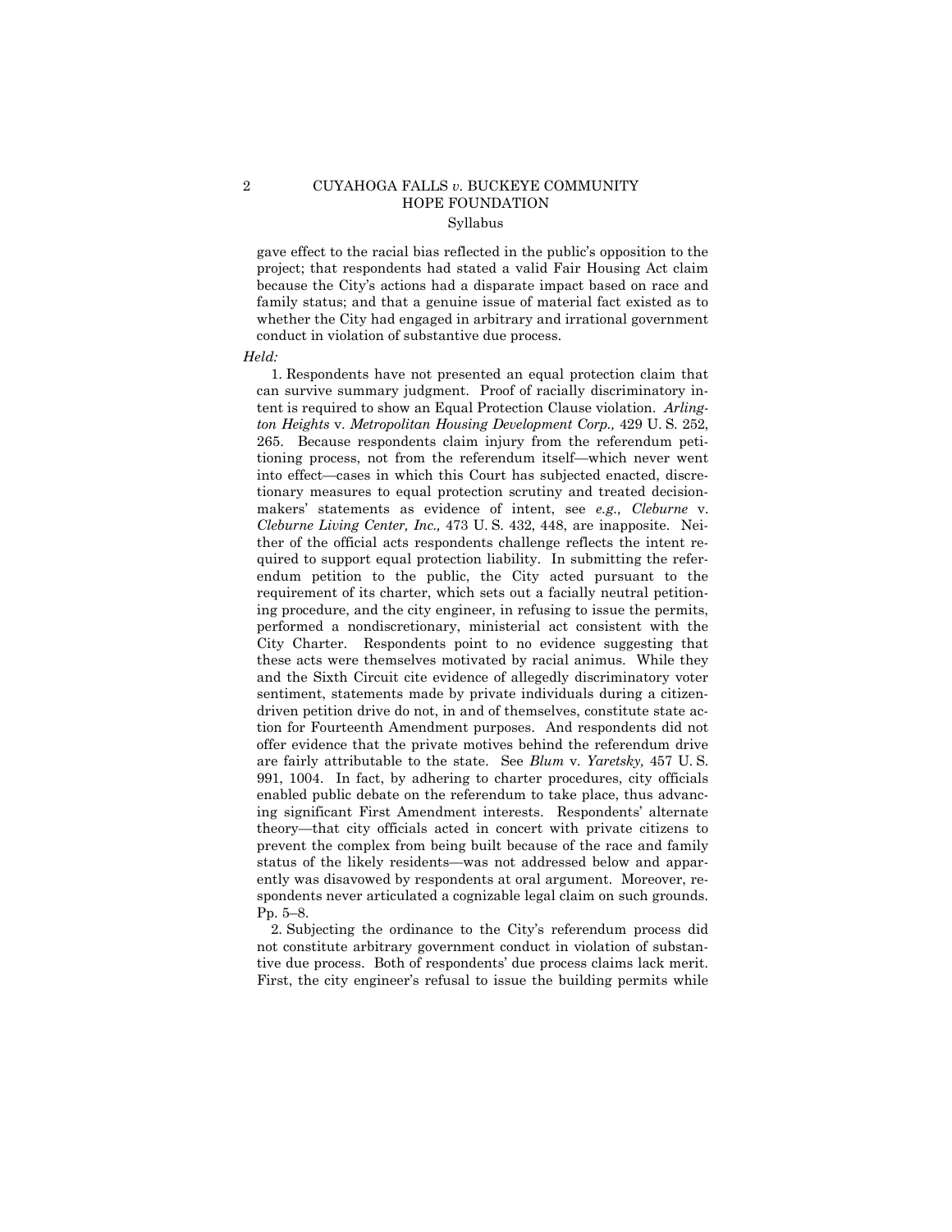gave effect to the racial bias reflected in the public's opposition to the project; that respondents had stated a valid Fair Housing Act claim because the City's actions had a disparate impact based on race and family status; and that a genuine issue of material fact existed as to whether the City had engaged in arbitrary and irrational government conduct in violation of substantive due process.

*Held:*

1. Respondents have not presented an equal protection claim that can survive summary judgment. Proof of racially discriminatory intent is required to show an Equal Protection Clause violation. *Arlington Heights* v. *Metropolitan Housing Development Corp.,* 429 U. S. 252, 265. Because respondents claim injury from the referendum petitioning process, not from the referendum itself—which never went into effect—cases in which this Court has subjected enacted, discretionary measures to equal protection scrutiny and treated decisionmakers' statements as evidence of intent, see *e.g., Cleburne* v. *Cleburne Living Center, Inc.,* 473 U. S. 432, 448, are inapposite. Neither of the official acts respondents challenge reflects the intent required to support equal protection liability. In submitting the referendum petition to the public, the City acted pursuant to the requirement of its charter, which sets out a facially neutral petitioning procedure, and the city engineer, in refusing to issue the permits, performed a nondiscretionary, ministerial act consistent with the City Charter. Respondents point to no evidence suggesting that these acts were themselves motivated by racial animus. While they and the Sixth Circuit cite evidence of allegedly discriminatory voter sentiment, statements made by private individuals during a citizen-driven petition drive do not, in and of themselves, constitute state action for Fourteenth Amendment purposes. And respondents did not offer evidence that the private motives behind the referendum drive are fairly attributable to the state. See *Blum* v. *Yaretsky,* 457 U. S. 991, 1004. In fact, by adhering to charter procedures, city officials enabled public debate on the referendum to take place, thus advancing significant First Amendment interests. Respondents' alternate theory—that city officials acted in concert with private citizens to prevent the complex from being built because of the race and family status of the likely residents—was not addressed below and apparently was disavowed by respondents at oral argument. Moreover, respondents never articulated a cognizable legal claim on such grounds. Pp. 5–8.

2. Subjecting the ordinance to the City's referendum process did not constitute arbitrary government conduct in violation of substantive due process. Both of respondents' due process claims lack merit. First, the city engineer's refusal to issue the building permits while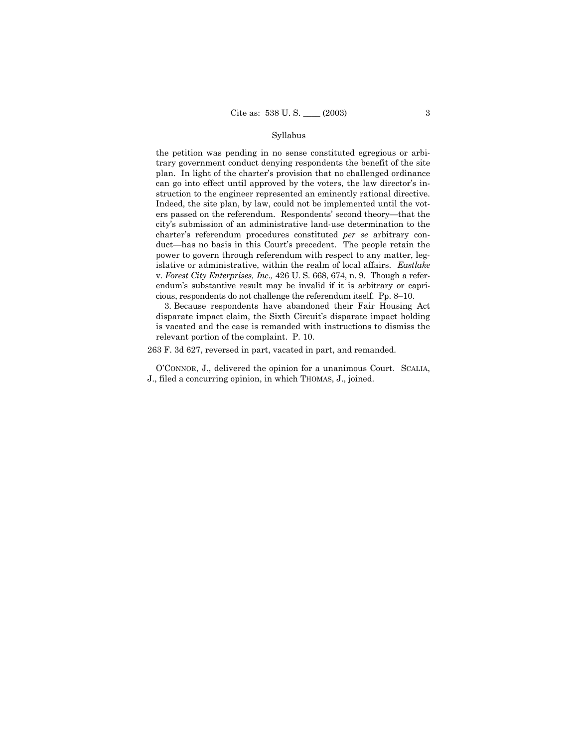the petition was pending in no sense constituted egregious or arbitrary government conduct denying respondents the benefit of the site plan. In light of the charter's provision that no challenged ordinance can go into effect until approved by the voters, the law director's instruction to the engineer represented an eminently rational directive. Indeed, the site plan, by law, could not be implemented until the voters passed on the referendum. Respondents' second theory—that the city's submission of an administrative land-use determination to the charter's referendum procedures constituted *per se* arbitrary conduct—has no basis in this Court's precedent. The people retain the power to govern through referendum with respect to any matter, legislative or administrative, within the realm of local affairs. *Eastlake* v. *Forest City Enterprises, Inc.,* 426 U. S. 668, 674, n. 9. Though a referendum's substantive result may be invalid if it is arbitrary or capricious, respondents do not challenge the referendum itself. Pp. 8–10.

3. Because respondents have abandoned their Fair Housing Act disparate impact claim, the Sixth Circuit's disparate impact holding is vacated and the case is remanded with instructions to dismiss the relevant portion of the complaint. P. 10.

263 F. 3d 627, reversed in part, vacated in part, and remanded.

O'CONNOR, J., delivered the opinion for a unanimous Court. SCALIA, J., filed a concurring opinion, in which THOMAS, J., joined.